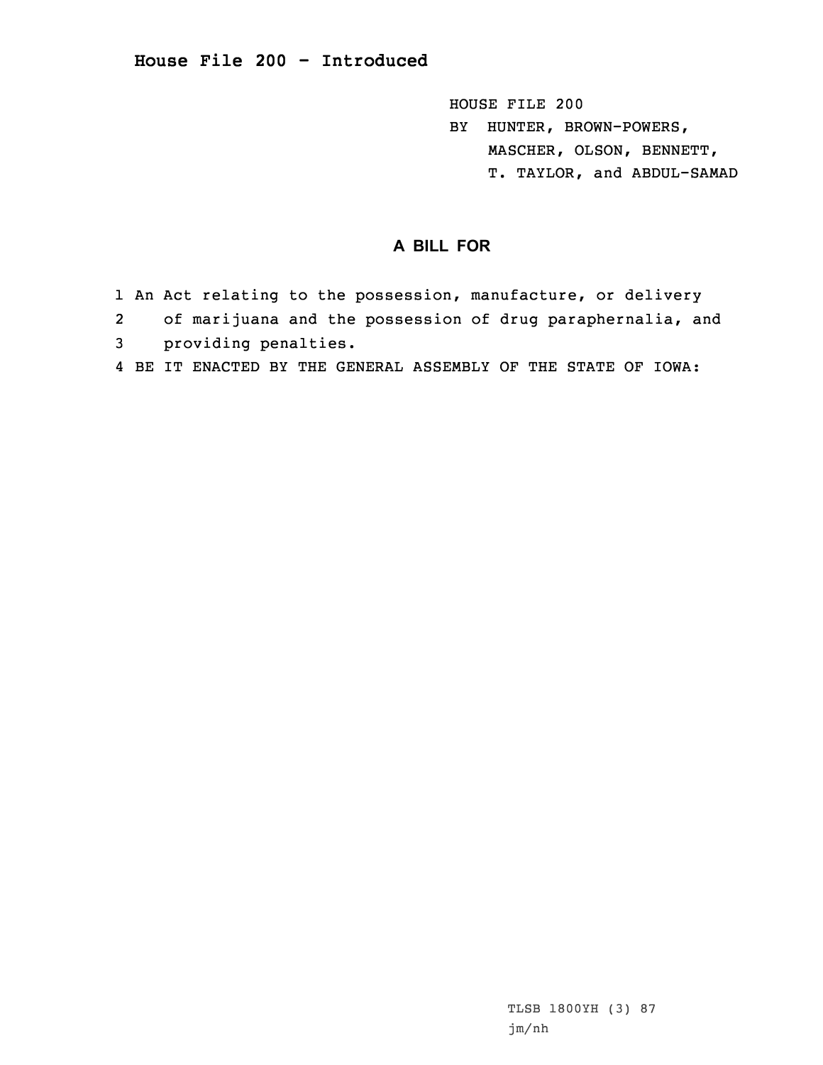# House File 200 - Introduced

HOUSE FILE 200
BY HUNTER, BROWN-POWERS, MASCHER, OLSON, BENNETT, T. TAYLOR, and ABDUL-SAMAD

## A BILL FOR

1 An Act relating to the possession, manufacture, or delivery
2 of marijuana and the possession of drug paraphernalia, and
3 providing penalties.
4 BE IT ENACTED BY THE GENERAL ASSEMBLY OF THE STATE OF IOWA:

TLSB 1800YH (3) 87
jm/nh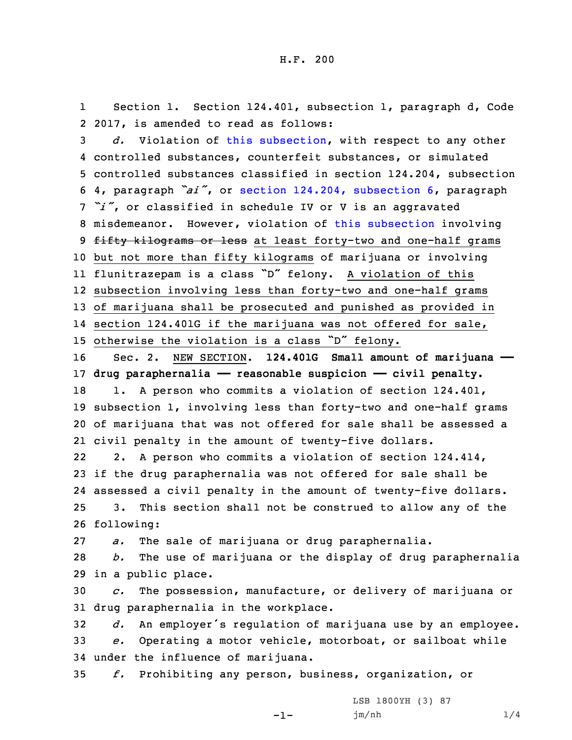Section 1. Section 124.401, subsection 1, paragraph d, Code 2017, is amended to read as follows:

*d.* Violation of this subsection, with respect to any other controlled substances, counterfeit substances, or simulated controlled substances classified in section 124.204, subsection 4, paragraph *"ai"*, or section 124.204, subsection 6, paragraph *"i"*, or classified in schedule IV or V is an aggravated misdemeanor. However, violation of this subsection involving ~~fifty kilograms or less~~ at least forty-two and one-half grams but not more than fifty kilograms of marijuana or involving flunitrazepam is a class "D" felony. A violation of this subsection involving less than forty-two and one-half grams of marijuana shall be prosecuted and punished as provided in section 124.401G if the marijuana was not offered for sale, otherwise the violation is a class "D" felony.

Sec. 2. NEW SECTION. **124.401G Small amount of marijuana — drug paraphernalia — reasonable suspicion — civil penalty.**

1. A person who commits a violation of section 124.401, subsection 1, involving less than forty-two and one-half grams of marijuana that was not offered for sale shall be assessed a civil penalty in the amount of twenty-five dollars.

2. A person who commits a violation of section 124.414, if the drug paraphernalia was not offered for sale shall be assessed a civil penalty in the amount of twenty-five dollars.

3. This section shall not be construed to allow any of the following:

*a.* The sale of marijuana or drug paraphernalia.

*b.* The use of marijuana or the display of drug paraphernalia in a public place.

*c.* The possession, manufacture, or delivery of marijuana or drug paraphernalia in the workplace.

*d.* An employer's regulation of marijuana use by an employee.

*e.* Operating a motor vehicle, motorboat, or sailboat while under the influence of marijuana.

*f.* Prohibiting any person, business, organization, or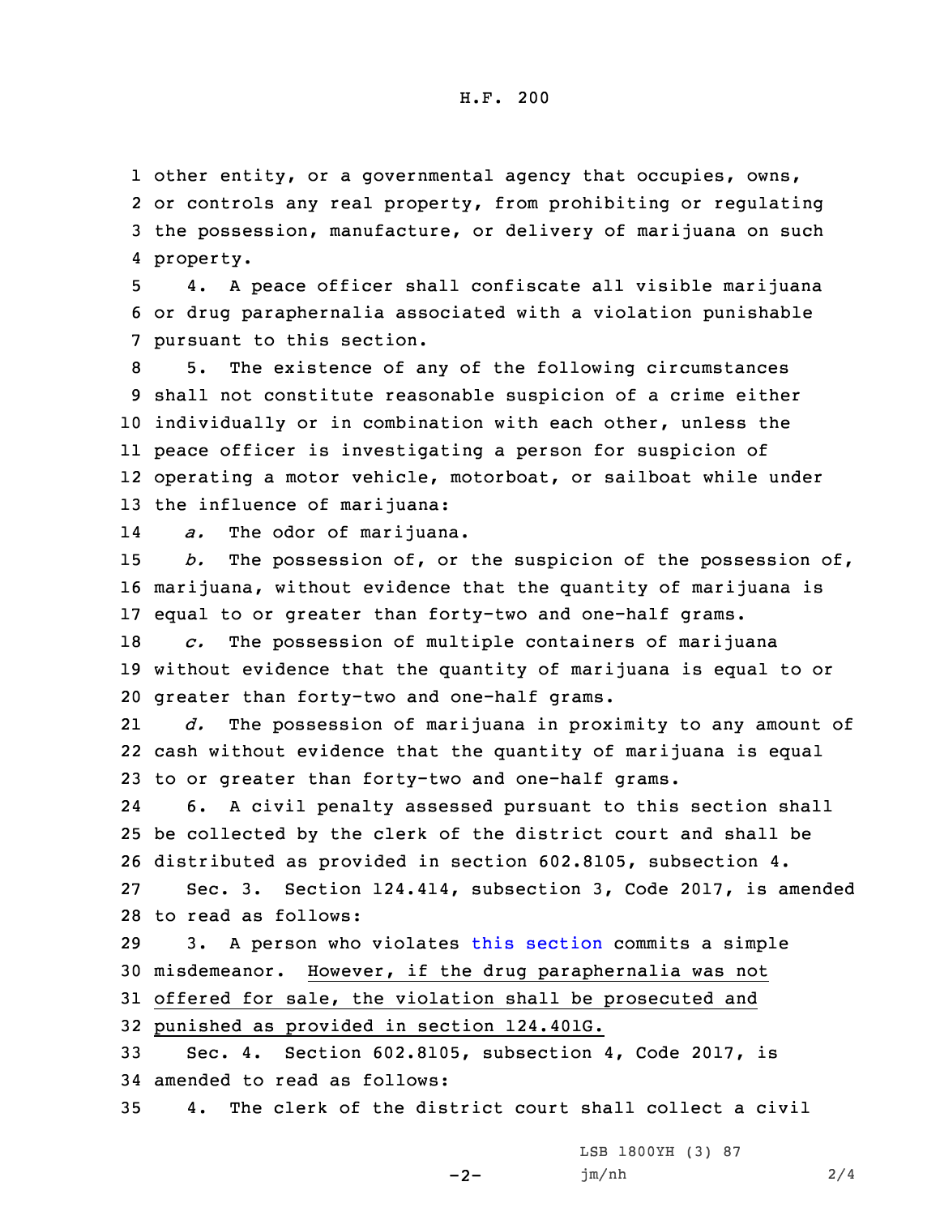other entity, or a governmental agency that occupies, owns, or controls any real property, from prohibiting or regulating the possession, manufacture, or delivery of marijuana on such property.

4. A peace officer shall confiscate all visible marijuana or drug paraphernalia associated with a violation punishable pursuant to this section.

5. The existence of any of the following circumstances shall not constitute reasonable suspicion of a crime either individually or in combination with each other, unless the peace officer is investigating a person for suspicion of operating a motor vehicle, motorboat, or sailboat while under the influence of marijuana:

*a.* The odor of marijuana.

*b.* The possession of, or the suspicion of the possession of, marijuana, without evidence that the quantity of marijuana is equal to or greater than forty-two and one-half grams.

*c.* The possession of multiple containers of marijuana without evidence that the quantity of marijuana is equal to or greater than forty-two and one-half grams.

*d.* The possession of marijuana in proximity to any amount of cash without evidence that the quantity of marijuana is equal to or greater than forty-two and one-half grams.

6. A civil penalty assessed pursuant to this section shall be collected by the clerk of the district court and shall be distributed as provided in section 602.8105, subsection 4.

Sec. 3. Section 124.414, subsection 3, Code 2017, is amended to read as follows:

3. A person who violates this section commits a simple misdemeanor. <u>However, if the drug paraphernalia was not offered for sale, the violation shall be prosecuted and punished as provided in section 124.401G.</u>

Sec. 4. Section 602.8105, subsection 4, Code 2017, is amended to read as follows:

4. The clerk of the district court shall collect a civil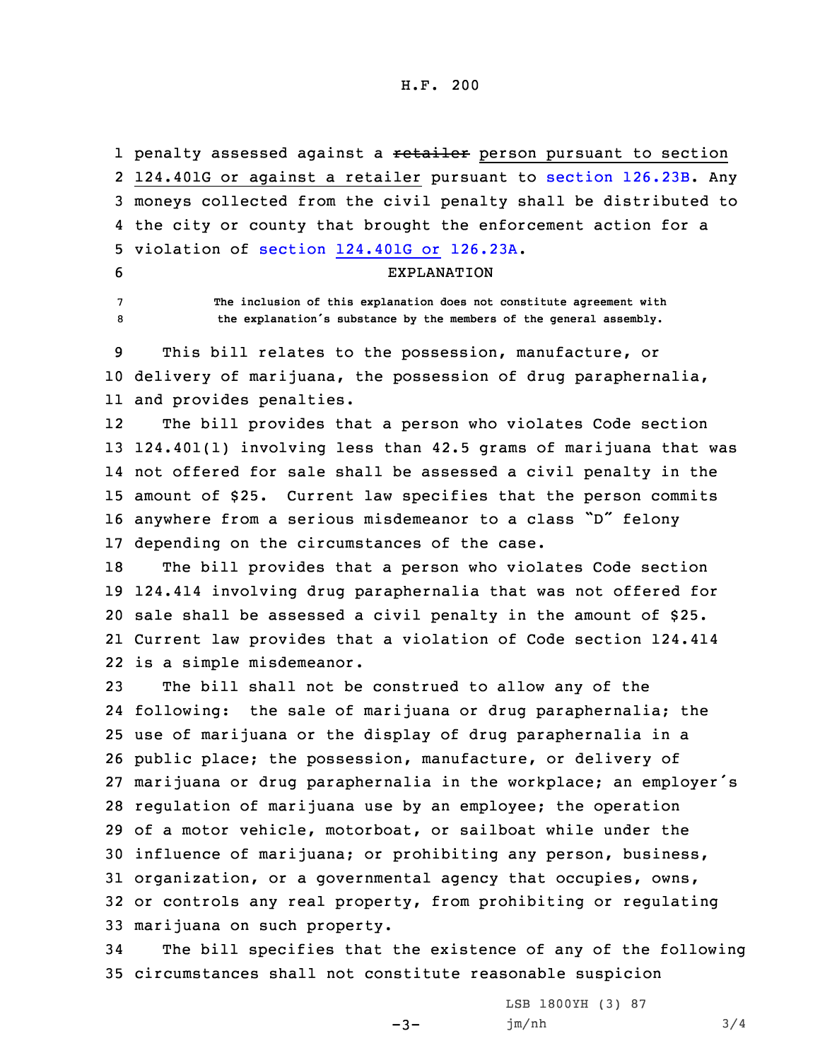penalty assessed against a ~~retailer~~ person pursuant to section 124.401G or against a retailer pursuant to section 126.23B. Any moneys collected from the civil penalty shall be distributed to the city or county that brought the enforcement action for a violation of section 124.401G or 126.23A.

EXPLANATION

The inclusion of this explanation does not constitute agreement with the explanation's substance by the members of the general assembly.

This bill relates to the possession, manufacture, or delivery of marijuana, the possession of drug paraphernalia, and provides penalties.

The bill provides that a person who violates Code section 124.401(1) involving less than 42.5 grams of marijuana that was not offered for sale shall be assessed a civil penalty in the amount of $25. Current law specifies that the person commits anywhere from a serious misdemeanor to a class "D" felony depending on the circumstances of the case.

The bill provides that a person who violates Code section 124.414 involving drug paraphernalia that was not offered for sale shall be assessed a civil penalty in the amount of $25. Current law provides that a violation of Code section 124.414 is a simple misdemeanor.

The bill shall not be construed to allow any of the following: the sale of marijuana or drug paraphernalia; the use of marijuana or the display of drug paraphernalia in a public place; the possession, manufacture, or delivery of marijuana or drug paraphernalia in the workplace; an employer's regulation of marijuana use by an employee; the operation of a motor vehicle, motorboat, or sailboat while under the influence of marijuana; or prohibiting any person, business, organization, or a governmental agency that occupies, owns, or controls any real property, from prohibiting or regulating marijuana on such property.

The bill specifies that the existence of any of the following circumstances shall not constitute reasonable suspicion

LSB 1800YH (3) 87
jm/nh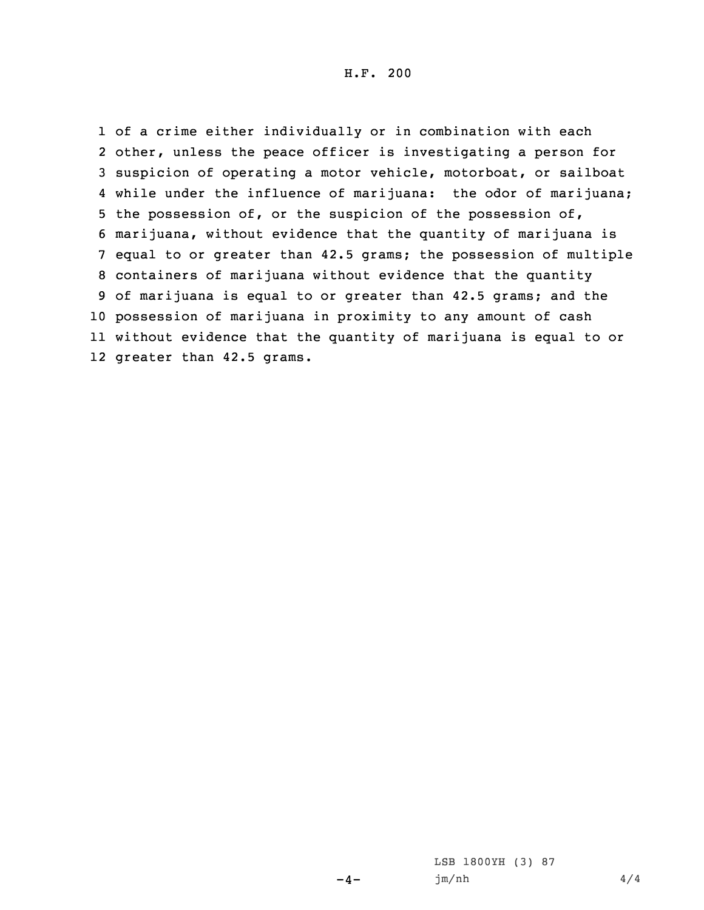of a crime either individually or in combination with each other, unless the peace officer is investigating a person for suspicion of operating a motor vehicle, motorboat, or sailboat while under the influence of marijuana: the odor of marijuana; the possession of, or the suspicion of the possession of, marijuana, without evidence that the quantity of marijuana is equal to or greater than 42.5 grams; the possession of multiple containers of marijuana without evidence that the quantity of marijuana is equal to or greater than 42.5 grams; and the possession of marijuana in proximity to any amount of cash without evidence that the quantity of marijuana is equal to or greater than 42.5 grams.

LSB 1800YH (3) 87
jm/nh